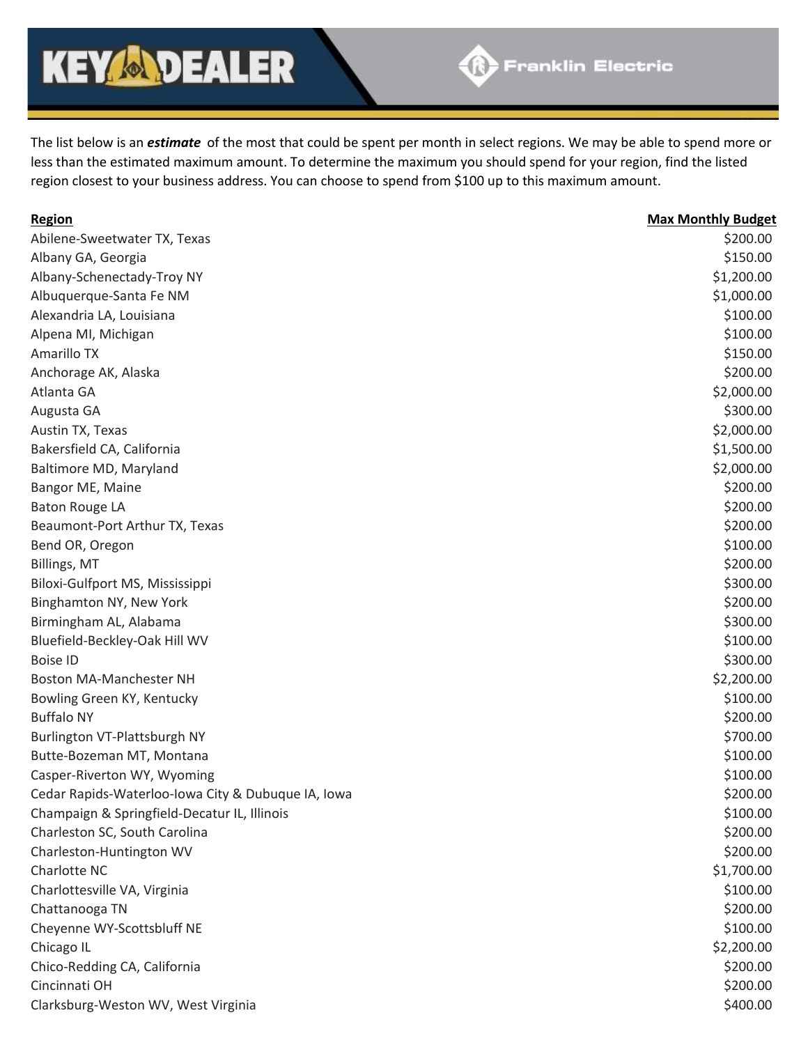The list below is an ***estimate*** of the most that could be spent per month in select regions. We may be able to spend more or less than the estimated maximum amount. To determine the maximum you should spend for your region, find the listed region closest to your business address. You can choose to spend from $100 up to this maximum amount.

| Region | Max Monthly Budget |
|---|---:|
| Abilene-Sweetwater TX, Texas | $200.00 |
| Albany GA, Georgia | $150.00 |
| Albany-Schenectady-Troy NY | $1,200.00 |
| Albuquerque-Santa Fe NM | $1,000.00 |
| Alexandria LA, Louisiana | $100.00 |
| Alpena MI, Michigan | $100.00 |
| Amarillo TX | $150.00 |
| Anchorage AK, Alaska | $200.00 |
| Atlanta GA | $2,000.00 |
| Augusta GA | $300.00 |
| Austin TX, Texas | $2,000.00 |
| Bakersfield CA, California | $1,500.00 |
| Baltimore MD, Maryland | $2,000.00 |
| Bangor ME, Maine | $200.00 |
| Baton Rouge LA | $200.00 |
| Beaumont-Port Arthur TX, Texas | $200.00 |
| Bend OR, Oregon | $100.00 |
| Billings, MT | $200.00 |
| Biloxi-Gulfport MS, Mississippi | $300.00 |
| Binghamton NY, New York | $200.00 |
| Birmingham AL, Alabama | $300.00 |
| Bluefield-Beckley-Oak Hill WV | $100.00 |
| Boise ID | $300.00 |
| Boston MA-Manchester NH | $2,200.00 |
| Bowling Green KY, Kentucky | $100.00 |
| Buffalo NY | $200.00 |
| Burlington VT-Plattsburgh NY | $700.00 |
| Butte-Bozeman MT, Montana | $100.00 |
| Casper-Riverton WY, Wyoming | $100.00 |
| Cedar Rapids-Waterloo-Iowa City & Dubuque IA, Iowa | $200.00 |
| Champaign & Springfield-Decatur IL, Illinois | $100.00 |
| Charleston SC, South Carolina | $200.00 |
| Charleston-Huntington WV | $200.00 |
| Charlotte NC | $1,700.00 |
| Charlottesville VA, Virginia | $100.00 |
| Chattanooga TN | $200.00 |
| Cheyenne WY-Scottsbluff NE | $100.00 |
| Chicago IL | $2,200.00 |
| Chico-Redding CA, California | $200.00 |
| Cincinnati OH | $200.00 |
| Clarksburg-Weston WV, West Virginia | $400.00 |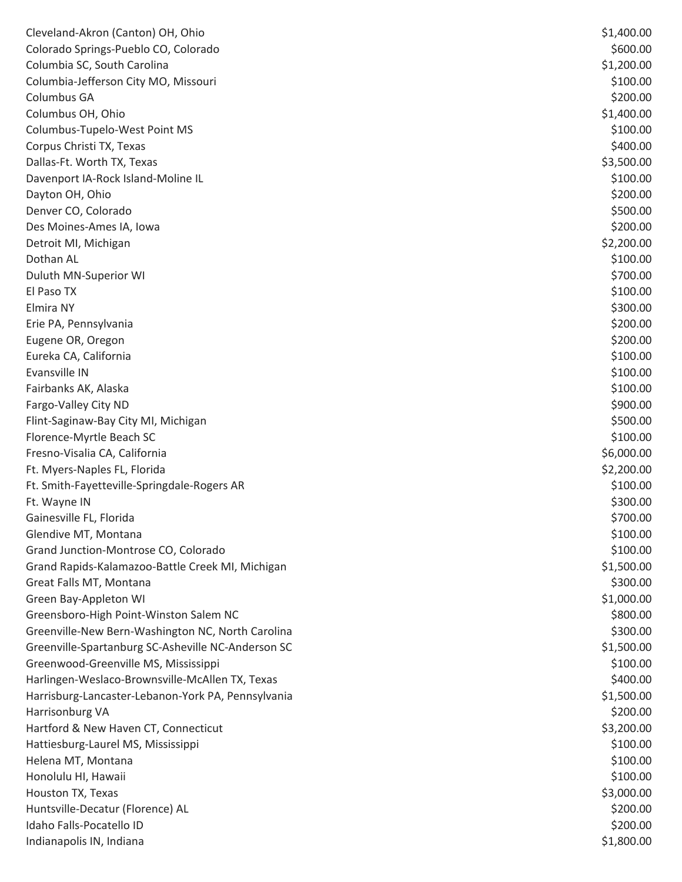| | |
|---|---|
| Cleveland-Akron (Canton) OH, Ohio | $1,400.00 |
| Colorado Springs-Pueblo CO, Colorado | $600.00 |
| Columbia SC, South Carolina | $1,200.00 |
| Columbia-Jefferson City MO, Missouri | $100.00 |
| Columbus GA | $200.00 |
| Columbus OH, Ohio | $1,400.00 |
| Columbus-Tupelo-West Point MS | $100.00 |
| Corpus Christi TX, Texas | $400.00 |
| Dallas-Ft. Worth TX, Texas | $3,500.00 |
| Davenport IA-Rock Island-Moline IL | $100.00 |
| Dayton OH, Ohio | $200.00 |
| Denver CO, Colorado | $500.00 |
| Des Moines-Ames IA, Iowa | $200.00 |
| Detroit MI, Michigan | $2,200.00 |
| Dothan AL | $100.00 |
| Duluth MN-Superior WI | $700.00 |
| El Paso TX | $100.00 |
| Elmira NY | $300.00 |
| Erie PA, Pennsylvania | $200.00 |
| Eugene OR, Oregon | $200.00 |
| Eureka CA, California | $100.00 |
| Evansville IN | $100.00 |
| Fairbanks AK, Alaska | $100.00 |
| Fargo-Valley City ND | $900.00 |
| Flint-Saginaw-Bay City MI, Michigan | $500.00 |
| Florence-Myrtle Beach SC | $100.00 |
| Fresno-Visalia CA, California | $6,000.00 |
| Ft. Myers-Naples FL, Florida | $2,200.00 |
| Ft. Smith-Fayetteville-Springdale-Rogers AR | $100.00 |
| Ft. Wayne IN | $300.00 |
| Gainesville FL, Florida | $700.00 |
| Glendive MT, Montana | $100.00 |
| Grand Junction-Montrose CO, Colorado | $100.00 |
| Grand Rapids-Kalamazoo-Battle Creek MI, Michigan | $1,500.00 |
| Great Falls MT, Montana | $300.00 |
| Green Bay-Appleton WI | $1,000.00 |
| Greensboro-High Point-Winston Salem NC | $800.00 |
| Greenville-New Bern-Washington NC, North Carolina | $300.00 |
| Greenville-Spartanburg SC-Asheville NC-Anderson SC | $1,500.00 |
| Greenwood-Greenville MS, Mississippi | $100.00 |
| Harlingen-Weslaco-Brownsville-McAllen TX, Texas | $400.00 |
| Harrisburg-Lancaster-Lebanon-York PA, Pennsylvania | $1,500.00 |
| Harrisonburg VA | $200.00 |
| Hartford & New Haven CT, Connecticut | $3,200.00 |
| Hattiesburg-Laurel MS, Mississippi | $100.00 |
| Helena MT, Montana | $100.00 |
| Honolulu HI, Hawaii | $100.00 |
| Houston TX, Texas | $3,000.00 |
| Huntsville-Decatur (Florence) AL | $200.00 |
| Idaho Falls-Pocatello ID | $200.00 |
| Indianapolis IN, Indiana | $1,800.00 |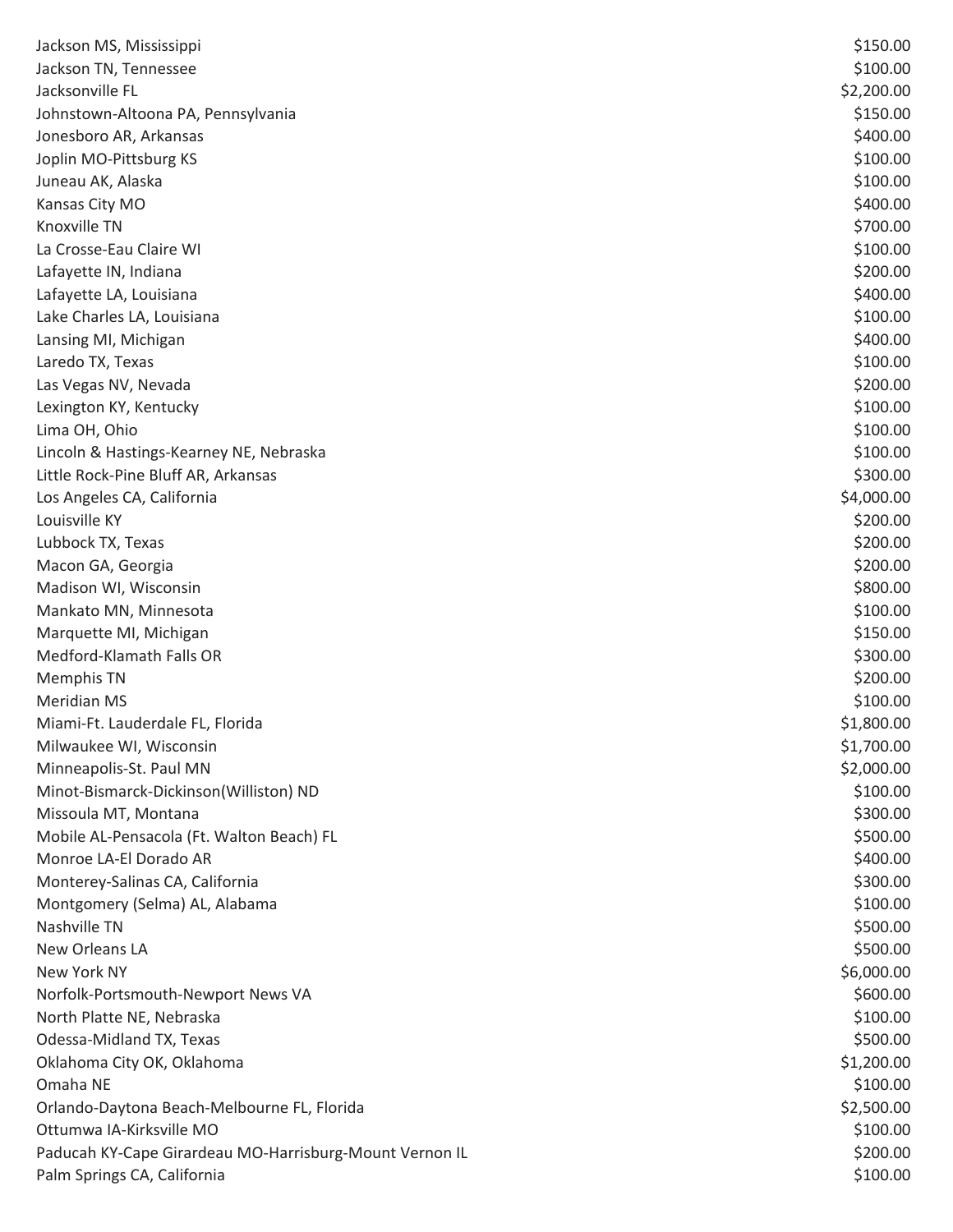| | |
|---|---|
| Jackson MS, Mississippi | $150.00 |
| Jackson TN, Tennessee | $100.00 |
| Jacksonville FL | $2,200.00 |
| Johnstown-Altoona PA, Pennsylvania | $150.00 |
| Jonesboro AR, Arkansas | $400.00 |
| Joplin MO-Pittsburg KS | $100.00 |
| Juneau AK, Alaska | $100.00 |
| Kansas City MO | $400.00 |
| Knoxville TN | $700.00 |
| La Crosse-Eau Claire WI | $100.00 |
| Lafayette IN, Indiana | $200.00 |
| Lafayette LA, Louisiana | $400.00 |
| Lake Charles LA, Louisiana | $100.00 |
| Lansing MI, Michigan | $400.00 |
| Laredo TX, Texas | $100.00 |
| Las Vegas NV, Nevada | $200.00 |
| Lexington KY, Kentucky | $100.00 |
| Lima OH, Ohio | $100.00 |
| Lincoln & Hastings-Kearney NE, Nebraska | $100.00 |
| Little Rock-Pine Bluff AR, Arkansas | $300.00 |
| Los Angeles CA, California | $4,000.00 |
| Louisville KY | $200.00 |
| Lubbock TX, Texas | $200.00 |
| Macon GA, Georgia | $200.00 |
| Madison WI, Wisconsin | $800.00 |
| Mankato MN, Minnesota | $100.00 |
| Marquette MI, Michigan | $150.00 |
| Medford-Klamath Falls OR | $300.00 |
| Memphis TN | $200.00 |
| Meridian MS | $100.00 |
| Miami-Ft. Lauderdale FL, Florida | $1,800.00 |
| Milwaukee WI, Wisconsin | $1,700.00 |
| Minneapolis-St. Paul MN | $2,000.00 |
| Minot-Bismarck-Dickinson(Williston) ND | $100.00 |
| Missoula MT, Montana | $300.00 |
| Mobile AL-Pensacola (Ft. Walton Beach) FL | $500.00 |
| Monroe LA-El Dorado AR | $400.00 |
| Monterey-Salinas CA, California | $300.00 |
| Montgomery (Selma) AL, Alabama | $100.00 |
| Nashville TN | $500.00 |
| New Orleans LA | $500.00 |
| New York NY | $6,000.00 |
| Norfolk-Portsmouth-Newport News VA | $600.00 |
| North Platte NE, Nebraska | $100.00 |
| Odessa-Midland TX, Texas | $500.00 |
| Oklahoma City OK, Oklahoma | $1,200.00 |
| Omaha NE | $100.00 |
| Orlando-Daytona Beach-Melbourne FL, Florida | $2,500.00 |
| Ottumwa IA-Kirksville MO | $100.00 |
| Paducah KY-Cape Girardeau MO-Harrisburg-Mount Vernon IL | $200.00 |
| Palm Springs CA, California | $100.00 |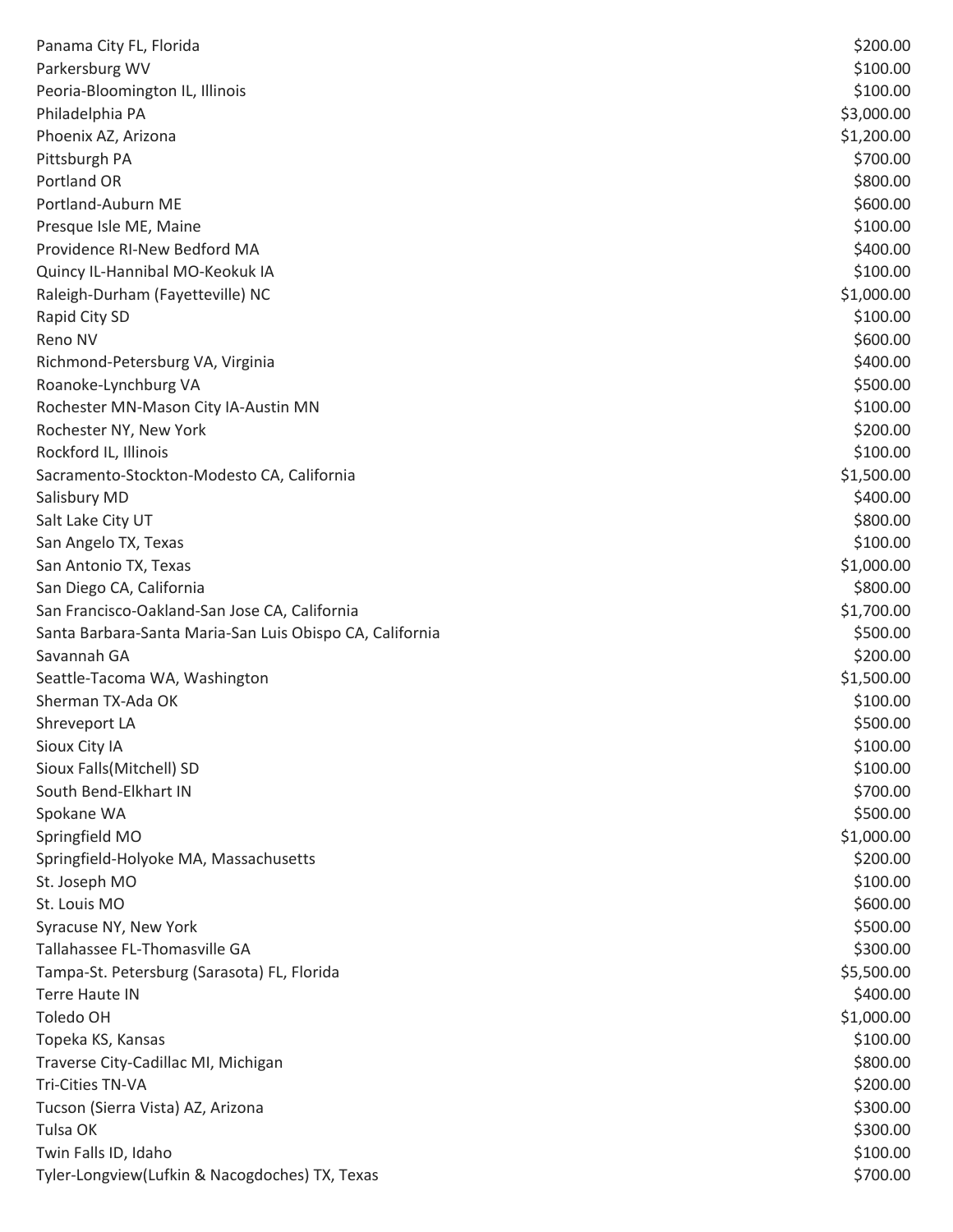| | |
|---|---|
| Panama City FL, Florida | $200.00 |
| Parkersburg WV | $100.00 |
| Peoria-Bloomington IL, Illinois | $100.00 |
| Philadelphia PA | $3,000.00 |
| Phoenix AZ, Arizona | $1,200.00 |
| Pittsburgh PA | $700.00 |
| Portland OR | $800.00 |
| Portland-Auburn ME | $600.00 |
| Presque Isle ME, Maine | $100.00 |
| Providence RI-New Bedford MA | $400.00 |
| Quincy IL-Hannibal MO-Keokuk IA | $100.00 |
| Raleigh-Durham (Fayetteville) NC | $1,000.00 |
| Rapid City SD | $100.00 |
| Reno NV | $600.00 |
| Richmond-Petersburg VA, Virginia | $400.00 |
| Roanoke-Lynchburg VA | $500.00 |
| Rochester MN-Mason City IA-Austin MN | $100.00 |
| Rochester NY, New York | $200.00 |
| Rockford IL, Illinois | $100.00 |
| Sacramento-Stockton-Modesto CA, California | $1,500.00 |
| Salisbury MD | $400.00 |
| Salt Lake City UT | $800.00 |
| San Angelo TX, Texas | $100.00 |
| San Antonio TX, Texas | $1,000.00 |
| San Diego CA, California | $800.00 |
| San Francisco-Oakland-San Jose CA, California | $1,700.00 |
| Santa Barbara-Santa Maria-San Luis Obispo CA, California | $500.00 |
| Savannah GA | $200.00 |
| Seattle-Tacoma WA, Washington | $1,500.00 |
| Sherman TX-Ada OK | $100.00 |
| Shreveport LA | $500.00 |
| Sioux City IA | $100.00 |
| Sioux Falls(Mitchell) SD | $100.00 |
| South Bend-Elkhart IN | $700.00 |
| Spokane WA | $500.00 |
| Springfield MO | $1,000.00 |
| Springfield-Holyoke MA, Massachusetts | $200.00 |
| St. Joseph MO | $100.00 |
| St. Louis MO | $600.00 |
| Syracuse NY, New York | $500.00 |
| Tallahassee FL-Thomasville GA | $300.00 |
| Tampa-St. Petersburg (Sarasota) FL, Florida | $5,500.00 |
| Terre Haute IN | $400.00 |
| Toledo OH | $1,000.00 |
| Topeka KS, Kansas | $100.00 |
| Traverse City-Cadillac MI, Michigan | $800.00 |
| Tri-Cities TN-VA | $200.00 |
| Tucson (Sierra Vista) AZ, Arizona | $300.00 |
| Tulsa OK | $300.00 |
| Twin Falls ID, Idaho | $100.00 |
| Tyler-Longview(Lufkin & Nacogdoches) TX, Texas | $700.00 |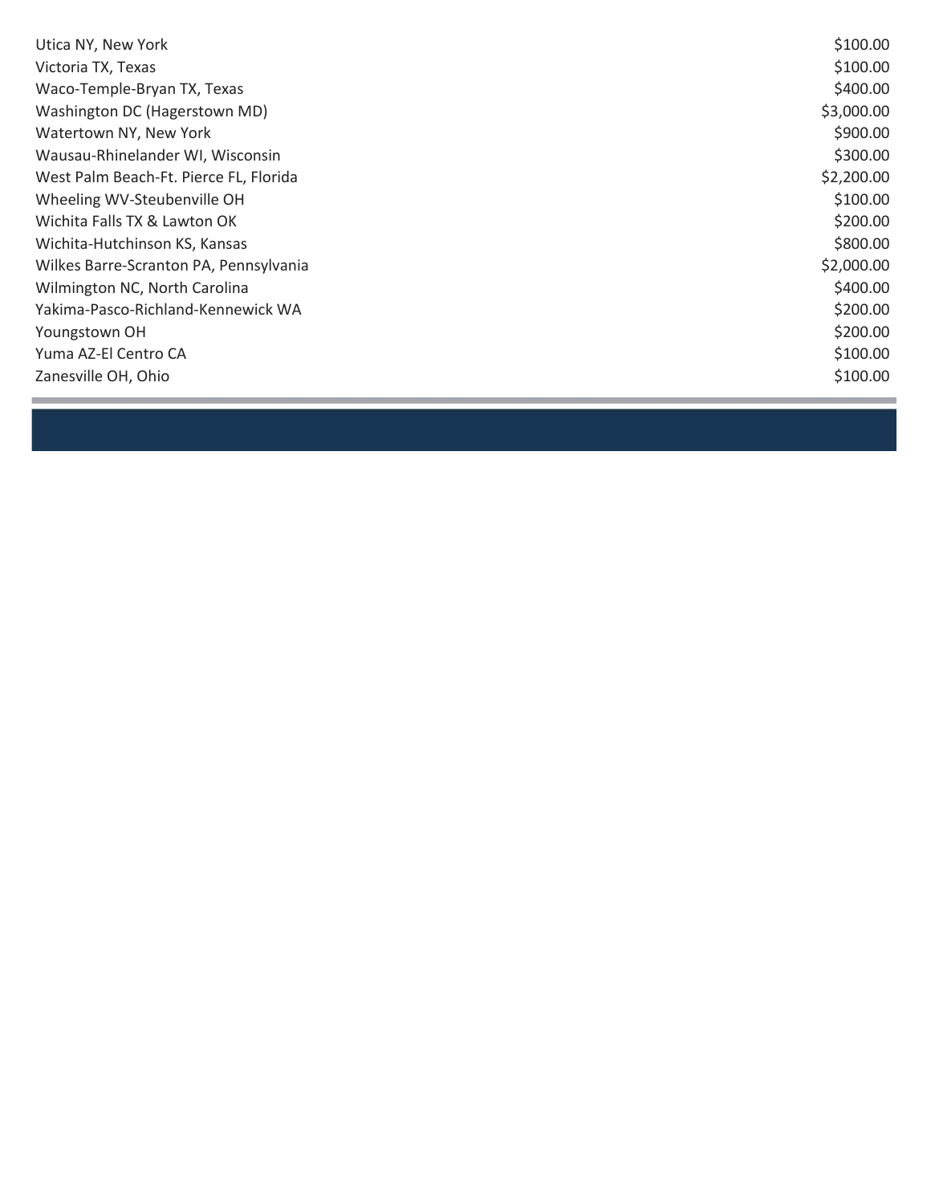| | |
|---|---|
| Utica NY, New York | $100.00 |
| Victoria TX, Texas | $100.00 |
| Waco-Temple-Bryan TX, Texas | $400.00 |
| Washington DC (Hagerstown MD) | $3,000.00 |
| Watertown NY, New York | $900.00 |
| Wausau-Rhinelander WI, Wisconsin | $300.00 |
| West Palm Beach-Ft. Pierce FL, Florida | $2,200.00 |
| Wheeling WV-Steubenville OH | $100.00 |
| Wichita Falls TX & Lawton OK | $200.00 |
| Wichita-Hutchinson KS, Kansas | $800.00 |
| Wilkes Barre-Scranton PA, Pennsylvania | $2,000.00 |
| Wilmington NC, North Carolina | $400.00 |
| Yakima-Pasco-Richland-Kennewick WA | $200.00 |
| Youngstown OH | $200.00 |
| Yuma AZ-El Centro CA | $100.00 |
| Zanesville OH, Ohio | $100.00 |